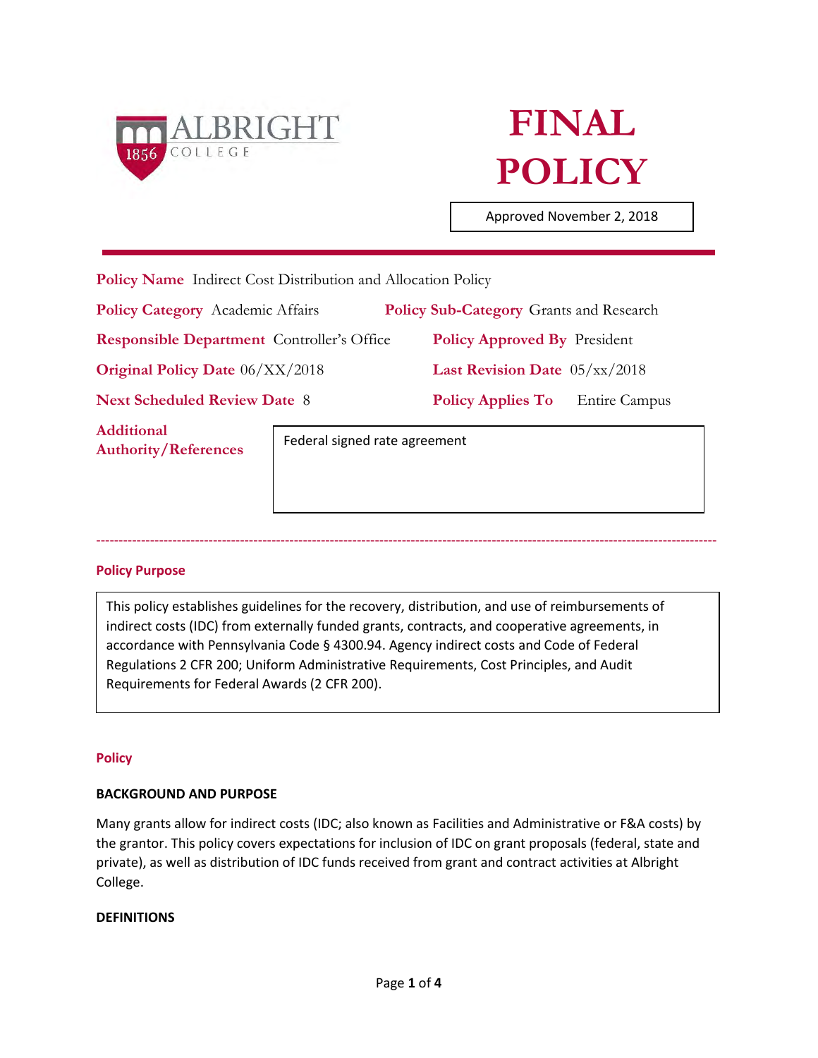ALBRIGHT COLLEGE 1856

# FINAL POLICY

Approved November 2, 2018

---

**Policy Name** Indirect Cost Distribution and Allocation Policy

**Policy Category** Academic Affairs

**Policy Sub-Category** Grants and Research

**Responsible Department** Controller's Office

**Policy Approved By** President

**Original Policy Date** 06/XX/2018

**Last Revision Date** 05/xx/2018

**Next Scheduled Review Date** 8

**Policy Applies To** Entire Campus

**Additional Authority/References** Federal signed rate agreement

---

## Policy Purpose

This policy establishes guidelines for the recovery, distribution, and use of reimbursements of indirect costs (IDC) from externally funded grants, contracts, and cooperative agreements, in accordance with Pennsylvania Code § 4300.94. Agency indirect costs and Code of Federal Regulations 2 CFR 200; Uniform Administrative Requirements, Cost Principles, and Audit Requirements for Federal Awards (2 CFR 200).

## Policy

### BACKGROUND AND PURPOSE

Many grants allow for indirect costs (IDC; also known as Facilities and Administrative or F&A costs) by the grantor. This policy covers expectations for inclusion of IDC on grant proposals (federal, state and private), as well as distribution of IDC funds received from grant and contract activities at Albright College.

### DEFINITIONS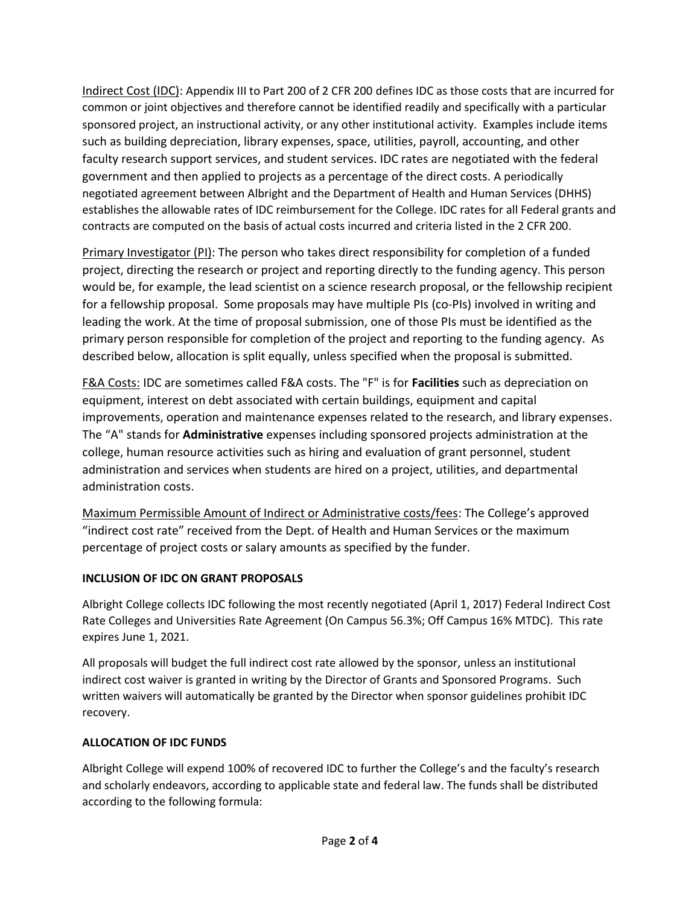Indirect Cost (IDC): Appendix III to Part 200 of 2 CFR 200 defines IDC as those costs that are incurred for common or joint objectives and therefore cannot be identified readily and specifically with a particular sponsored project, an instructional activity, or any other institutional activity. Examples include items such as building depreciation, library expenses, space, utilities, payroll, accounting, and other faculty research support services, and student services. IDC rates are negotiated with the federal government and then applied to projects as a percentage of the direct costs. A periodically negotiated agreement between Albright and the Department of Health and Human Services (DHHS) establishes the allowable rates of IDC reimbursement for the College. IDC rates for all Federal grants and contracts are computed on the basis of actual costs incurred and criteria listed in the 2 CFR 200.

Primary Investigator (PI): The person who takes direct responsibility for completion of a funded project, directing the research or project and reporting directly to the funding agency. This person would be, for example, the lead scientist on a science research proposal, or the fellowship recipient for a fellowship proposal. Some proposals may have multiple PIs (co-PIs) involved in writing and leading the work. At the time of proposal submission, one of those PIs must be identified as the primary person responsible for completion of the project and reporting to the funding agency. As described below, allocation is split equally, unless specified when the proposal is submitted.

F&A Costs: IDC are sometimes called F&A costs. The "F" is for **Facilities** such as depreciation on equipment, interest on debt associated with certain buildings, equipment and capital improvements, operation and maintenance expenses related to the research, and library expenses. The "A" stands for **Administrative** expenses including sponsored projects administration at the college, human resource activities such as hiring and evaluation of grant personnel, student administration and services when students are hired on a project, utilities, and departmental administration costs.

Maximum Permissible Amount of Indirect or Administrative costs/fees: The College's approved "indirect cost rate" received from the Dept. of Health and Human Services or the maximum percentage of project costs or salary amounts as specified by the funder.

**INCLUSION OF IDC ON GRANT PROPOSALS**

Albright College collects IDC following the most recently negotiated (April 1, 2017) Federal Indirect Cost Rate Colleges and Universities Rate Agreement (On Campus 56.3%; Off Campus 16% MTDC). This rate expires June 1, 2021.

All proposals will budget the full indirect cost rate allowed by the sponsor, unless an institutional indirect cost waiver is granted in writing by the Director of Grants and Sponsored Programs. Such written waivers will automatically be granted by the Director when sponsor guidelines prohibit IDC recovery.

**ALLOCATION OF IDC FUNDS**

Albright College will expend 100% of recovered IDC to further the College's and the faculty's research and scholarly endeavors, according to applicable state and federal law. The funds shall be distributed according to the following formula: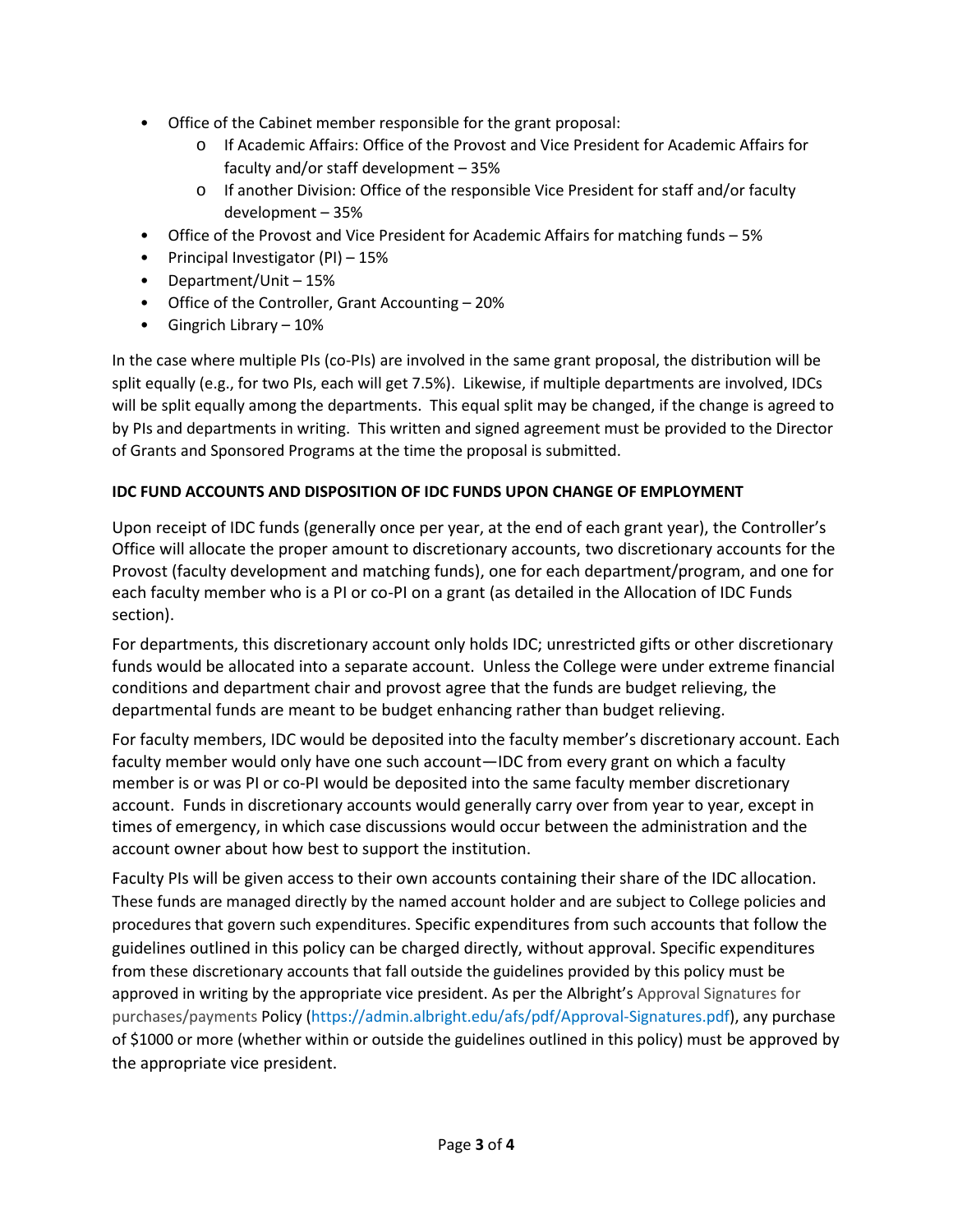- Office of the Cabinet member responsible for the grant proposal:
  - If Academic Affairs: Office of the Provost and Vice President for Academic Affairs for faculty and/or staff development – 35%
  - If another Division: Office of the responsible Vice President for staff and/or faculty development – 35%
- Office of the Provost and Vice President for Academic Affairs for matching funds – 5%
- Principal Investigator (PI) – 15%
- Department/Unit – 15%
- Office of the Controller, Grant Accounting – 20%
- Gingrich Library – 10%

In the case where multiple PIs (co-PIs) are involved in the same grant proposal, the distribution will be split equally (e.g., for two PIs, each will get 7.5%). Likewise, if multiple departments are involved, IDCs will be split equally among the departments. This equal split may be changed, if the change is agreed to by PIs and departments in writing. This written and signed agreement must be provided to the Director of Grants and Sponsored Programs at the time the proposal is submitted.

**IDC FUND ACCOUNTS AND DISPOSITION OF IDC FUNDS UPON CHANGE OF EMPLOYMENT**

Upon receipt of IDC funds (generally once per year, at the end of each grant year), the Controller's Office will allocate the proper amount to discretionary accounts, two discretionary accounts for the Provost (faculty development and matching funds), one for each department/program, and one for each faculty member who is a PI or co-PI on a grant (as detailed in the Allocation of IDC Funds section).

For departments, this discretionary account only holds IDC; unrestricted gifts or other discretionary funds would be allocated into a separate account. Unless the College were under extreme financial conditions and department chair and provost agree that the funds are budget relieving, the departmental funds are meant to be budget enhancing rather than budget relieving.

For faculty members, IDC would be deposited into the faculty member's discretionary account. Each faculty member would only have one such account—IDC from every grant on which a faculty member is or was PI or co-PI would be deposited into the same faculty member discretionary account. Funds in discretionary accounts would generally carry over from year to year, except in times of emergency, in which case discussions would occur between the administration and the account owner about how best to support the institution.

Faculty PIs will be given access to their own accounts containing their share of the IDC allocation. These funds are managed directly by the named account holder and are subject to College policies and procedures that govern such expenditures. Specific expenditures from such accounts that follow the guidelines outlined in this policy can be charged directly, without approval. Specific expenditures from these discretionary accounts that fall outside the guidelines provided by this policy must be approved in writing by the appropriate vice president. As per the Albright's Approval Signatures for purchases/payments Policy (https://admin.albright.edu/afs/pdf/Approval-Signatures.pdf), any purchase of $1000 or more (whether within or outside the guidelines outlined in this policy) must be approved by the appropriate vice president.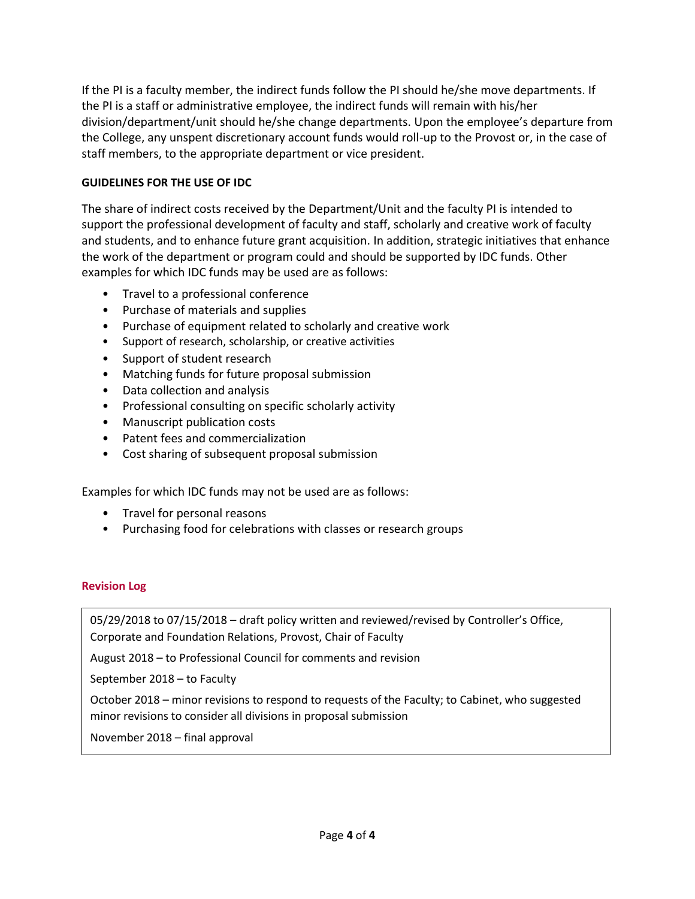If the PI is a faculty member, the indirect funds follow the PI should he/she move departments. If the PI is a staff or administrative employee, the indirect funds will remain with his/her division/department/unit should he/she change departments. Upon the employee's departure from the College, any unspent discretionary account funds would roll-up to the Provost or, in the case of staff members, to the appropriate department or vice president.

**GUIDELINES FOR THE USE OF IDC**

The share of indirect costs received by the Department/Unit and the faculty PI is intended to support the professional development of faculty and staff, scholarly and creative work of faculty and students, and to enhance future grant acquisition. In addition, strategic initiatives that enhance the work of the department or program could and should be supported by IDC funds. Other examples for which IDC funds may be used are as follows:

- Travel to a professional conference
- Purchase of materials and supplies
- Purchase of equipment related to scholarly and creative work
- Support of research, scholarship, or creative activities
- Support of student research
- Matching funds for future proposal submission
- Data collection and analysis
- Professional consulting on specific scholarly activity
- Manuscript publication costs
- Patent fees and commercialization
- Cost sharing of subsequent proposal submission

Examples for which IDC funds may not be used are as follows:

- Travel for personal reasons
- Purchasing food for celebrations with classes or research groups

## Revision Log

05/29/2018 to 07/15/2018 – draft policy written and reviewed/revised by Controller's Office, Corporate and Foundation Relations, Provost, Chair of Faculty

August 2018 – to Professional Council for comments and revision

September 2018 – to Faculty

October 2018 – minor revisions to respond to requests of the Faculty; to Cabinet, who suggested minor revisions to consider all divisions in proposal submission

November 2018 – final approval